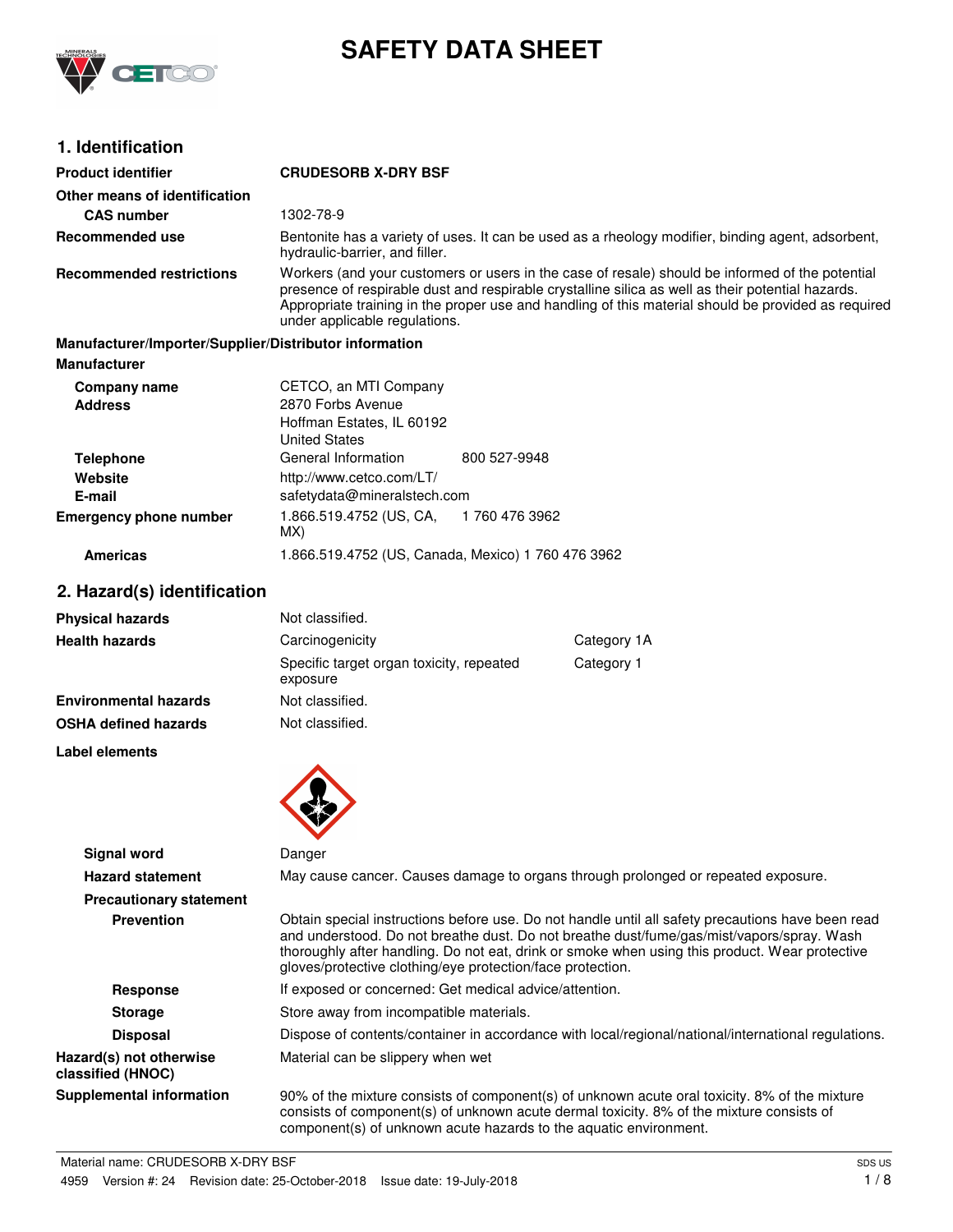# SAFETY DATA SHEET

## 1. Identification

| | |
|---|---|
| **Product identifier** | **CRUDESORB X-DRY BSF** |
| **Other means of identification** | |
| **CAS number** | 1302-78-9 |
| **Recommended use** | Bentonite has a variety of uses. It can be used as a rheology modifier, binding agent, adsorbent, hydraulic-barrier, and filler. |
| **Recommended restrictions** | Workers (and your customers or users in the case of resale) should be informed of the potential presence of respirable dust and respirable crystalline silica as well as their potential hazards. Appropriate training in the proper use and handling of this material should be provided as required under applicable regulations. |

**Manufacturer/Importer/Supplier/Distributor information**

**Manufacturer**

| | | |
|---|---|---|
| **Company name** | CETCO, an MTI Company | |
| **Address** | 2870 Forbs Avenue<br>Hoffman Estates, IL 60192<br>United States | |
| **Telephone** | General Information | 800 527-9948 |
| **Website** | http://www.cetco.com/LT/ | |
| **E-mail** | safetydata@mineralstech.com | |
| **Emergency phone number** | 1.866.519.4752 (US, CA, MX) | 1 760 476 3962 |
| **Americas** | 1.866.519.4752 (US, Canada, Mexico) 1 760 476 3962 | |

## 2. Hazard(s) identification

| | | |
|---|---|---|
| **Physical hazards** | Not classified. | |
| **Health hazards** | Carcinogenicity | Category 1A |
| | Specific target organ toxicity, repeated exposure | Category 1 |
| **Environmental hazards** | Not classified. | |
| **OSHA defined hazards** | Not classified. | |

**Label elements**

| | |
|---|---|
| **Signal word** | Danger |
| **Hazard statement** | May cause cancer. Causes damage to organs through prolonged or repeated exposure. |
| **Precautionary statement** | |
| **Prevention** | Obtain special instructions before use. Do not handle until all safety precautions have been read and understood. Do not breathe dust. Do not breathe dust/fume/gas/mist/vapors/spray. Wash thoroughly after handling. Do not eat, drink or smoke when using this product. Wear protective gloves/protective clothing/eye protection/face protection. |
| **Response** | If exposed or concerned: Get medical advice/attention. |
| **Storage** | Store away from incompatible materials. |
| **Disposal** | Dispose of contents/container in accordance with local/regional/national/international regulations. |
| **Hazard(s) not otherwise classified (HNOC)** | Material can be slippery when wet |
| **Supplemental information** | 90% of the mixture consists of component(s) of unknown acute oral toxicity. 8% of the mixture consists of component(s) of unknown acute dermal toxicity. 8% of the mixture consists of component(s) of unknown acute hazards to the aquatic environment. |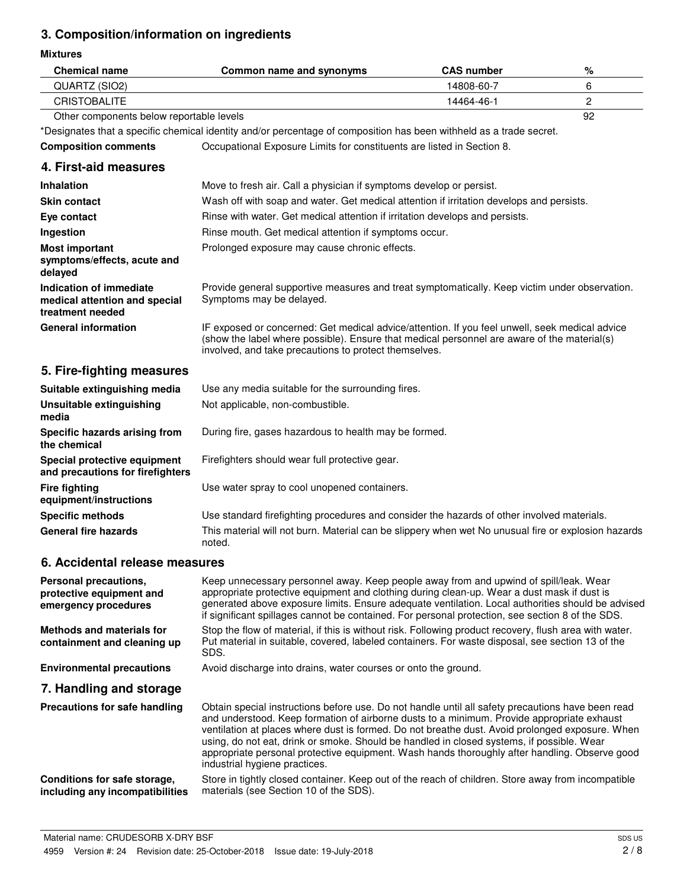## 3. Composition/information on ingredients

**Mixtures**

| Chemical name | Common name and synonyms | CAS number | % |
|---|---|---|---|
| QUARTZ (SIO2) | | 14808-60-7 | 6 |
| CRISTOBALITE | | 14464-46-1 | 2 |
| Other components below reportable levels | | | 92 |

*Designates that a specific chemical identity and/or percentage of composition has been withheld as a trade secret.

**Composition comments** Occupational Exposure Limits for constituents are listed in Section 8.

## 4. First-aid measures

**Inhalation** Move to fresh air. Call a physician if symptoms develop or persist.

**Skin contact** Wash off with soap and water. Get medical attention if irritation develops and persists.

**Eye contact** Rinse with water. Get medical attention if irritation develops and persists.

**Ingestion** Rinse mouth. Get medical attention if symptoms occur.

**Most important symptoms/effects, acute and delayed** Prolonged exposure may cause chronic effects.

**Indication of immediate medical attention and special treatment needed** Provide general supportive measures and treat symptomatically. Keep victim under observation. Symptoms may be delayed.

**General information** IF exposed or concerned: Get medical advice/attention. If you feel unwell, seek medical advice (show the label where possible). Ensure that medical personnel are aware of the material(s) involved, and take precautions to protect themselves.

## 5. Fire-fighting measures

**Suitable extinguishing media** Use any media suitable for the surrounding fires.

**Unsuitable extinguishing media** Not applicable, non-combustible.

**Specific hazards arising from the chemical** During fire, gases hazardous to health may be formed.

**Special protective equipment and precautions for firefighters** Firefighters should wear full protective gear.

**Fire fighting equipment/instructions** Use water spray to cool unopened containers.

**Specific methods** Use standard firefighting procedures and consider the hazards of other involved materials.

**General fire hazards** This material will not burn. Material can be slippery when wet No unusual fire or explosion hazards noted.

## 6. Accidental release measures

**Personal precautions, protective equipment and emergency procedures** Keep unnecessary personnel away. Keep people away from and upwind of spill/leak. Wear appropriate protective equipment and clothing during clean-up. Wear a dust mask if dust is generated above exposure limits. Ensure adequate ventilation. Local authorities should be advised if significant spillages cannot be contained. For personal protection, see section 8 of the SDS.

**Methods and materials for containment and cleaning up** Stop the flow of material, if this is without risk. Following product recovery, flush area with water. Put material in suitable, covered, labeled containers. For waste disposal, see section 13 of the SDS.

**Environmental precautions** Avoid discharge into drains, water courses or onto the ground.

## 7. Handling and storage

**Precautions for safe handling** Obtain special instructions before use. Do not handle until all safety precautions have been read and understood. Keep formation of airborne dusts to a minimum. Provide appropriate exhaust ventilation at places where dust is formed. Do not breathe dust. Avoid prolonged exposure. When using, do not eat, drink or smoke. Should be handled in closed systems, if possible. Wear appropriate personal protective equipment. Wash hands thoroughly after handling. Observe good industrial hygiene practices.

**Conditions for safe storage, including any incompatibilities** Store in tightly closed container. Keep out of the reach of children. Store away from incompatible materials (see Section 10 of the SDS).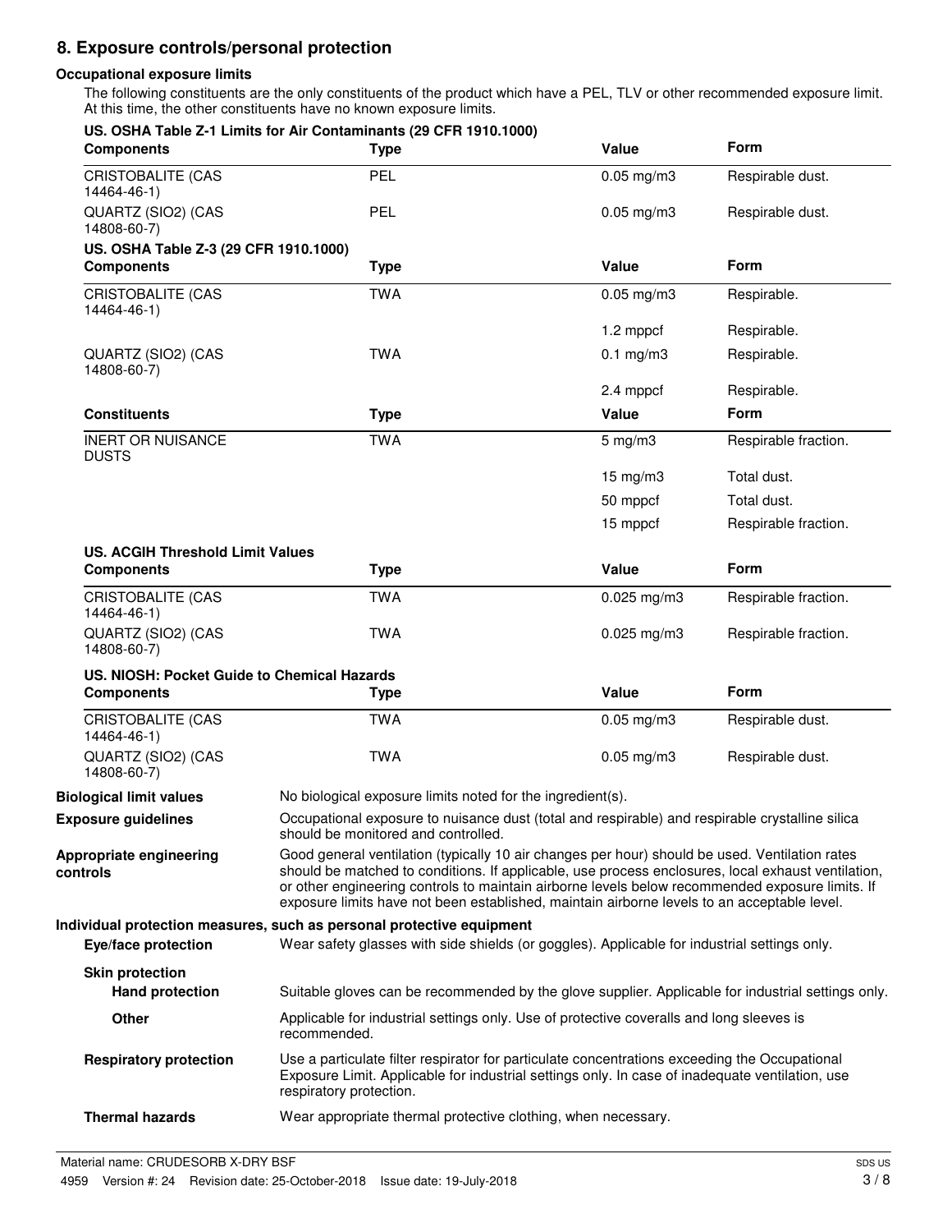## 8. Exposure controls/personal protection

### Occupational exposure limits

The following constituents are the only constituents of the product which have a PEL, TLV or other recommended exposure limit. At this time, the other constituents have no known exposure limits.

**US. OSHA Table Z-1 Limits for Air Contaminants (29 CFR 1910.1000)**

| Components | Type | Value | Form |
|---|---|---|---|
| CRISTOBALITE (CAS 14464-46-1) | PEL | 0.05 mg/m3 | Respirable dust. |
| QUARTZ (SIO2) (CAS 14808-60-7) | PEL | 0.05 mg/m3 | Respirable dust. |

**US. OSHA Table Z-3 (29 CFR 1910.1000)**

| Components | Type | Value | Form |
|---|---|---|---|
| CRISTOBALITE (CAS 14464-46-1) | TWA | 0.05 mg/m3 | Respirable. |
| | | 1.2 mppcf | Respirable. |
| QUARTZ (SIO2) (CAS 14808-60-7) | TWA | 0.1 mg/m3 | Respirable. |
| | | 2.4 mppcf | Respirable. |

| Constituents | Type | Value | Form |
|---|---|---|---|
| INERT OR NUISANCE DUSTS | TWA | 5 mg/m3 | Respirable fraction. |
| | | 15 mg/m3 | Total dust. |
| | | 50 mppcf | Total dust. |
| | | 15 mppcf | Respirable fraction. |

**US. ACGIH Threshold Limit Values**

| Components | Type | Value | Form |
|---|---|---|---|
| CRISTOBALITE (CAS 14464-46-1) | TWA | 0.025 mg/m3 | Respirable fraction. |
| QUARTZ (SIO2) (CAS 14808-60-7) | TWA | 0.025 mg/m3 | Respirable fraction. |

**US. NIOSH: Pocket Guide to Chemical Hazards**

| Components | Type | Value | Form |
|---|---|---|---|
| CRISTOBALITE (CAS 14464-46-1) | TWA | 0.05 mg/m3 | Respirable dust. |
| QUARTZ (SIO2) (CAS 14808-60-7) | TWA | 0.05 mg/m3 | Respirable dust. |

**Biological limit values** No biological exposure limits noted for the ingredient(s).

**Exposure guidelines** Occupational exposure to nuisance dust (total and respirable) and respirable crystalline silica should be monitored and controlled.

**Appropriate engineering controls** Good general ventilation (typically 10 air changes per hour) should be used. Ventilation rates should be matched to conditions. If applicable, use process enclosures, local exhaust ventilation, or other engineering controls to maintain airborne levels below recommended exposure limits. If exposure limits have not been established, maintain airborne levels to an acceptable level.

### Individual protection measures, such as personal protective equipment

**Eye/face protection** Wear safety glasses with side shields (or goggles). Applicable for industrial settings only.

**Skin protection**

**Hand protection** Suitable gloves can be recommended by the glove supplier. Applicable for industrial settings only.

**Other** Applicable for industrial settings only. Use of protective coveralls and long sleeves is recommended.

**Respiratory protection** Use a particulate filter respirator for particulate concentrations exceeding the Occupational Exposure Limit. Applicable for industrial settings only. In case of inadequate ventilation, use respiratory protection.

**Thermal hazards** Wear appropriate thermal protective clothing, when necessary.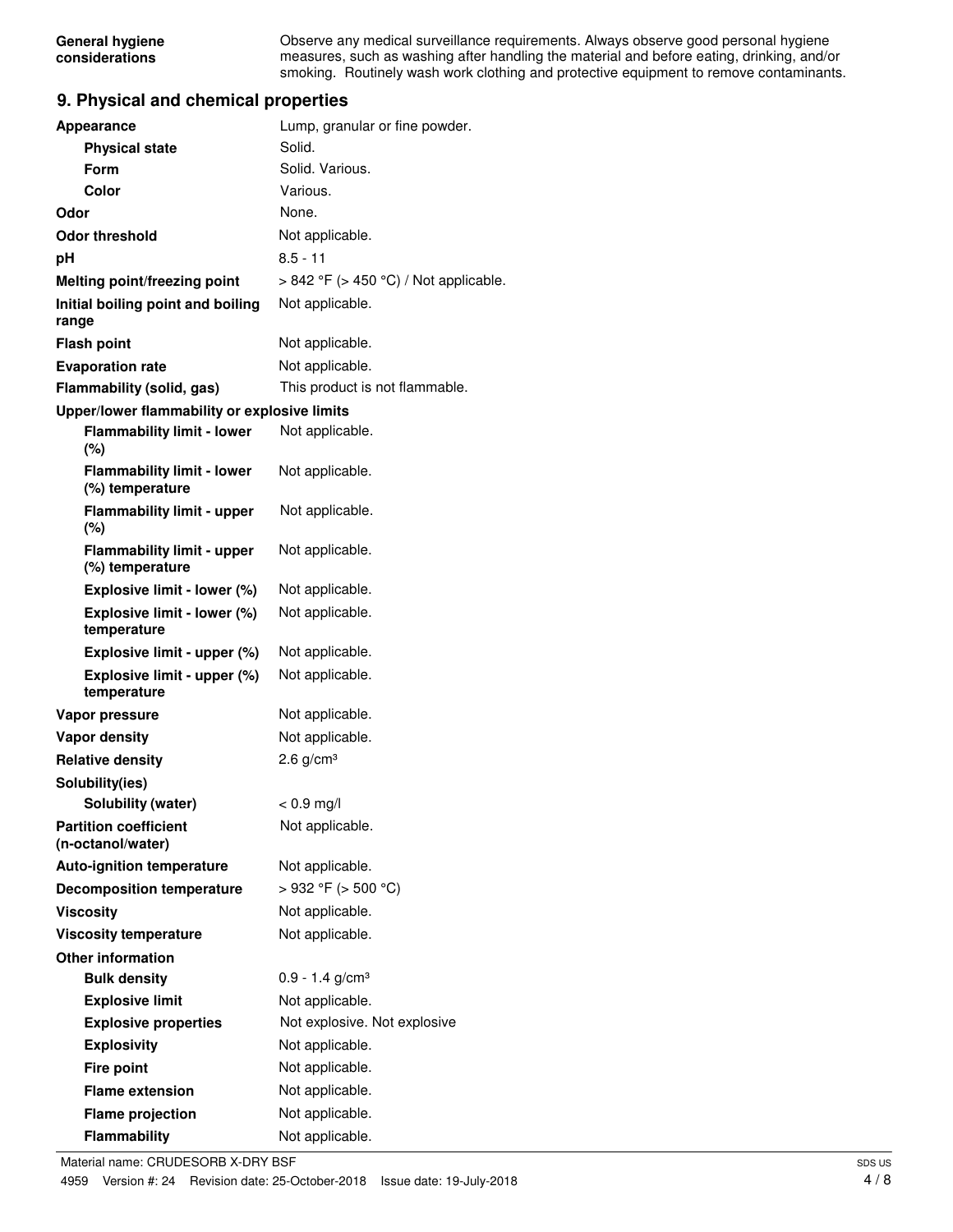| | |
|---|---|
| **General hygiene considerations** | Observe any medical surveillance requirements. Always observe good personal hygiene measures, such as washing after handling the material and before eating, drinking, and/or smoking. Routinely wash work clothing and protective equipment to remove contaminants. |

## 9. Physical and chemical properties

| | |
|---|---|
| **Appearance** | Lump, granular or fine powder. |
| **Physical state** | Solid. |
| **Form** | Solid. Various. |
| **Color** | Various. |
| **Odor** | None. |
| **Odor threshold** | Not applicable. |
| **pH** | 8.5 - 11 |
| **Melting point/freezing point** | > 842 °F (> 450 °C) / Not applicable. |
| **Initial boiling point and boiling range** | Not applicable. |
| **Flash point** | Not applicable. |
| **Evaporation rate** | Not applicable. |
| **Flammability (solid, gas)** | This product is not flammable. |
| **Upper/lower flammability or explosive limits** | |
| **Flammability limit - lower (%)** | Not applicable. |
| **Flammability limit - lower (%) temperature** | Not applicable. |
| **Flammability limit - upper (%)** | Not applicable. |
| **Flammability limit - upper (%) temperature** | Not applicable. |
| **Explosive limit - lower (%)** | Not applicable. |
| **Explosive limit - lower (%) temperature** | Not applicable. |
| **Explosive limit - upper (%)** | Not applicable. |
| **Explosive limit - upper (%) temperature** | Not applicable. |
| **Vapor pressure** | Not applicable. |
| **Vapor density** | Not applicable. |
| **Relative density** | 2.6 g/cm³ |
| **Solubility(ies)** | |
| **Solubility (water)** | < 0.9 mg/l |
| **Partition coefficient (n-octanol/water)** | Not applicable. |
| **Auto-ignition temperature** | Not applicable. |
| **Decomposition temperature** | > 932 °F (> 500 °C) |
| **Viscosity** | Not applicable. |
| **Viscosity temperature** | Not applicable. |
| **Other information** | |
| **Bulk density** | 0.9 - 1.4 g/cm³ |
| **Explosive limit** | Not applicable. |
| **Explosive properties** | Not explosive. Not explosive |
| **Explosivity** | Not applicable. |
| **Fire point** | Not applicable. |
| **Flame extension** | Not applicable. |
| **Flame projection** | Not applicable. |
| **Flammability** | Not applicable. |

Material name: CRUDESORB X-DRY BSF

4959 Version #: 24 Revision date: 25-October-2018 Issue date: 19-July-2018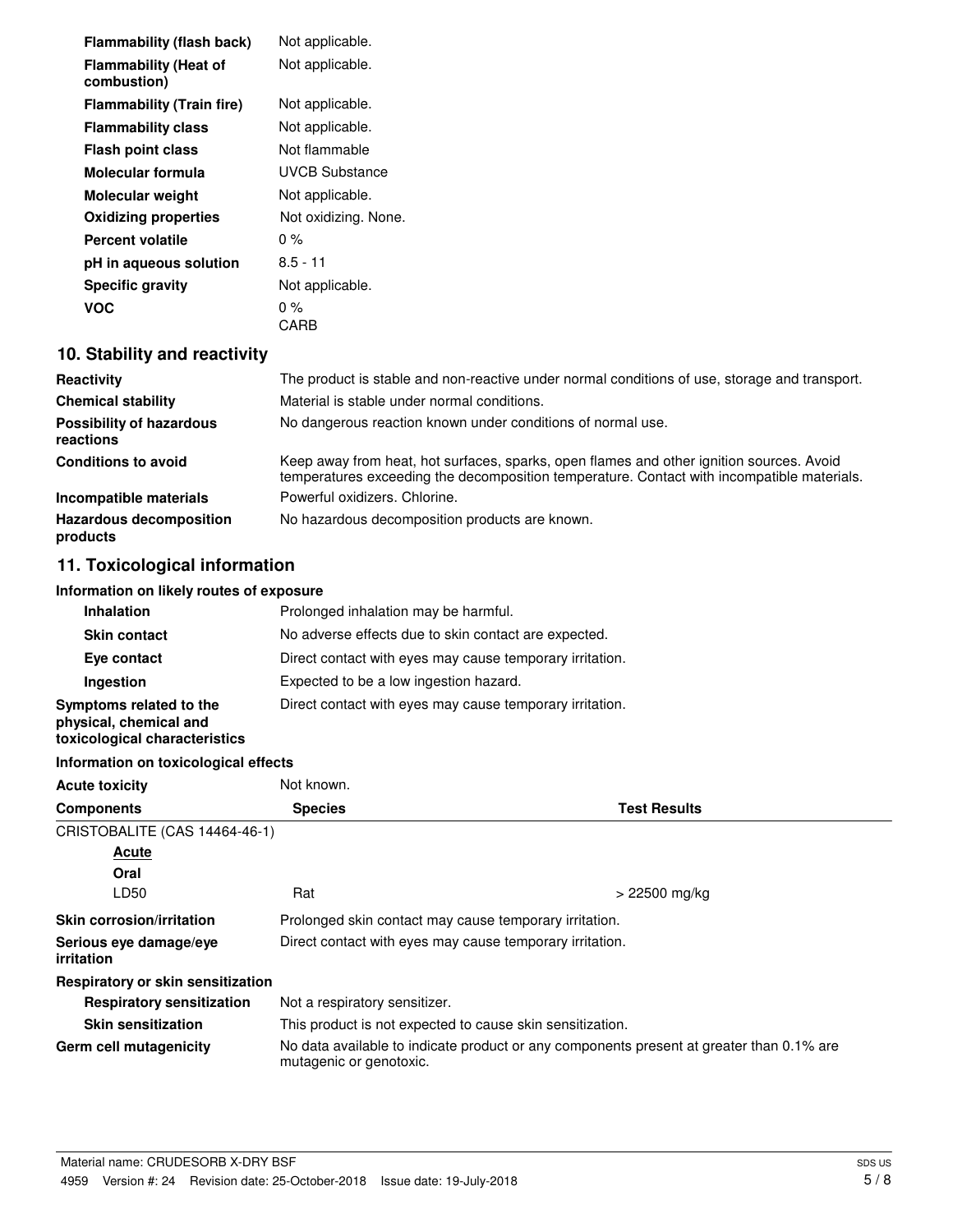| | |
|---|---|
| **Flammability (flash back)** | Not applicable. |
| **Flammability (Heat of combustion)** | Not applicable. |
| **Flammability (Train fire)** | Not applicable. |
| **Flammability class** | Not applicable. |
| **Flash point class** | Not flammable |
| **Molecular formula** | UVCB Substance |
| **Molecular weight** | Not applicable. |
| **Oxidizing properties** | Not oxidizing. None. |
| **Percent volatile** | 0 % |
| **pH in aqueous solution** | 8.5 - 11 |
| **Specific gravity** | Not applicable. |
| **VOC** | 0 % CARB |

## 10. Stability and reactivity

| | |
|---|---|
| **Reactivity** | The product is stable and non-reactive under normal conditions of use, storage and transport. |
| **Chemical stability** | Material is stable under normal conditions. |
| **Possibility of hazardous reactions** | No dangerous reaction known under conditions of normal use. |
| **Conditions to avoid** | Keep away from heat, hot surfaces, sparks, open flames and other ignition sources. Avoid temperatures exceeding the decomposition temperature. Contact with incompatible materials. |
| **Incompatible materials** | Powerful oxidizers. Chlorine. |
| **Hazardous decomposition products** | No hazardous decomposition products are known. |

## 11. Toxicological information

**Information on likely routes of exposure**

| | |
|---|---|
| **Inhalation** | Prolonged inhalation may be harmful. |
| **Skin contact** | No adverse effects due to skin contact are expected. |
| **Eye contact** | Direct contact with eyes may cause temporary irritation. |
| **Ingestion** | Expected to be a low ingestion hazard. |
| **Symptoms related to the physical, chemical and toxicological characteristics** | Direct contact with eyes may cause temporary irritation. |

**Information on toxicological effects**

**Acute toxicity** Not known.

| Components | Species | Test Results |
|---|---|---|
| CRISTOBALITE (CAS 14464-46-1) | | |
| <u>Acute</u> | | |
| **Oral** | | |
| LD50 | Rat | > 22500 mg/kg |

| | |
|---|---|
| **Skin corrosion/irritation** | Prolonged skin contact may cause temporary irritation. |
| **Serious eye damage/eye irritation** | Direct contact with eyes may cause temporary irritation. |

**Respiratory or skin sensitization**

| | |
|---|---|
| **Respiratory sensitization** | Not a respiratory sensitizer. |
| **Skin sensitization** | This product is not expected to cause skin sensitization. |
| **Germ cell mutagenicity** | No data available to indicate product or any components present at greater than 0.1% are mutagenic or genotoxic. |

Material name: CRUDESORB X-DRY BSF

4959 Version #: 24 Revision date: 25-October-2018 Issue date: 19-July-2018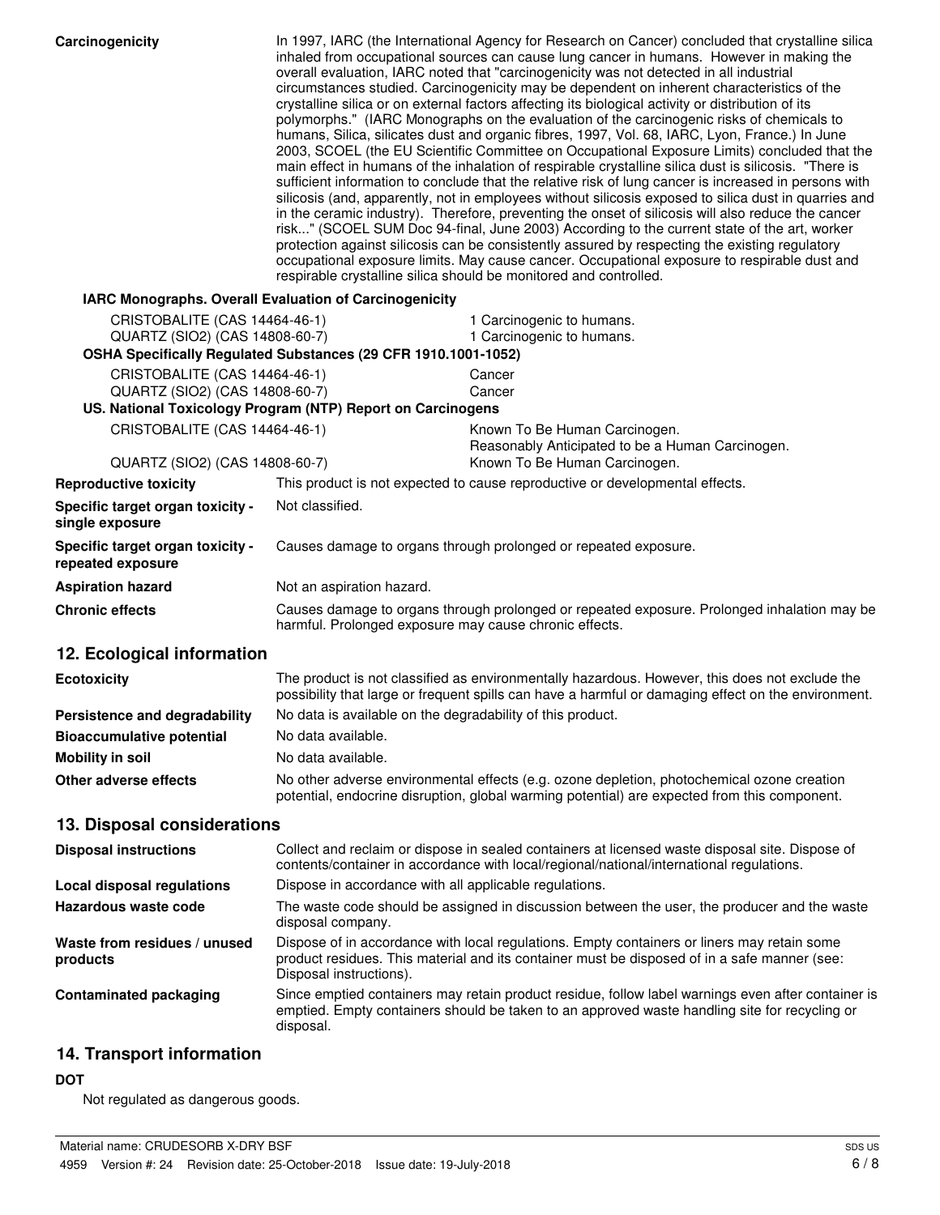**Carcinogenicity**

In 1997, IARC (the International Agency for Research on Cancer) concluded that crystalline silica inhaled from occupational sources can cause lung cancer in humans. However in making the overall evaluation, IARC noted that "carcinogenicity was not detected in all industrial circumstances studied. Carcinogenicity may be dependent on inherent characteristics of the crystalline silica or on external factors affecting its biological activity or distribution of its polymorphs." (IARC Monographs on the evaluation of the carcinogenic risks of chemicals to humans, Silica, silicates dust and organic fibres, 1997, Vol. 68, IARC, Lyon, France.) In June 2003, SCOEL (the EU Scientific Committee on Occupational Exposure Limits) concluded that the main effect in humans of the inhalation of respirable crystalline silica dust is silicosis. "There is sufficient information to conclude that the relative risk of lung cancer is increased in persons with silicosis (and, apparently, not in employees without silicosis exposed to silica dust in quarries and in the ceramic industry). Therefore, preventing the onset of silicosis will also reduce the cancer risk..." (SCOEL SUM Doc 94-final, June 2003) According to the current state of the art, worker protection against silicosis can be consistently assured by respecting the existing regulatory occupational exposure limits. May cause cancer. Occupational exposure to respirable dust and respirable crystalline silica should be monitored and controlled.

**IARC Monographs. Overall Evaluation of Carcinogenicity**

| | |
|---|---|
| CRISTOBALITE (CAS 14464-46-1) | 1 Carcinogenic to humans. |
| QUARTZ (SIO2) (CAS 14808-60-7) | 1 Carcinogenic to humans. |

**OSHA Specifically Regulated Substances (29 CFR 1910.1001-1052)**

| | |
|---|---|
| CRISTOBALITE (CAS 14464-46-1) | Cancer |
| QUARTZ (SIO2) (CAS 14808-60-7) | Cancer |

**US. National Toxicology Program (NTP) Report on Carcinogens**

| | |
|---|---|
| CRISTOBALITE (CAS 14464-46-1) | Known To Be Human Carcinogen.<br>Reasonably Anticipated to be a Human Carcinogen. |
| QUARTZ (SIO2) (CAS 14808-60-7) | Known To Be Human Carcinogen. |

**Reproductive toxicity**
This product is not expected to cause reproductive or developmental effects.

**Specific target organ toxicity - single exposure**
Not classified.

**Specific target organ toxicity - repeated exposure**
Causes damage to organs through prolonged or repeated exposure.

**Aspiration hazard**
Not an aspiration hazard.

**Chronic effects**
Causes damage to organs through prolonged or repeated exposure. Prolonged inhalation may be harmful. Prolonged exposure may cause chronic effects.

## 12. Ecological information

**Ecotoxicity**
The product is not classified as environmentally hazardous. However, this does not exclude the possibility that large or frequent spills can have a harmful or damaging effect on the environment.

**Persistence and degradability**
No data is available on the degradability of this product.

**Bioaccumulative potential**
No data available.

**Mobility in soil**
No data available.

**Other adverse effects**
No other adverse environmental effects (e.g. ozone depletion, photochemical ozone creation potential, endocrine disruption, global warming potential) are expected from this component.

## 13. Disposal considerations

**Disposal instructions**
Collect and reclaim or dispose in sealed containers at licensed waste disposal site. Dispose of contents/container in accordance with local/regional/national/international regulations.

**Local disposal regulations**
Dispose in accordance with all applicable regulations.

**Hazardous waste code**
The waste code should be assigned in discussion between the user, the producer and the waste disposal company.

**Waste from residues / unused products**
Dispose of in accordance with local regulations. Empty containers or liners may retain some product residues. This material and its container must be disposed of in a safe manner (see: Disposal instructions).

**Contaminated packaging**
Since emptied containers may retain product residue, follow label warnings even after container is emptied. Empty containers should be taken to an approved waste handling site for recycling or disposal.

## 14. Transport information

**DOT**

Not regulated as dangerous goods.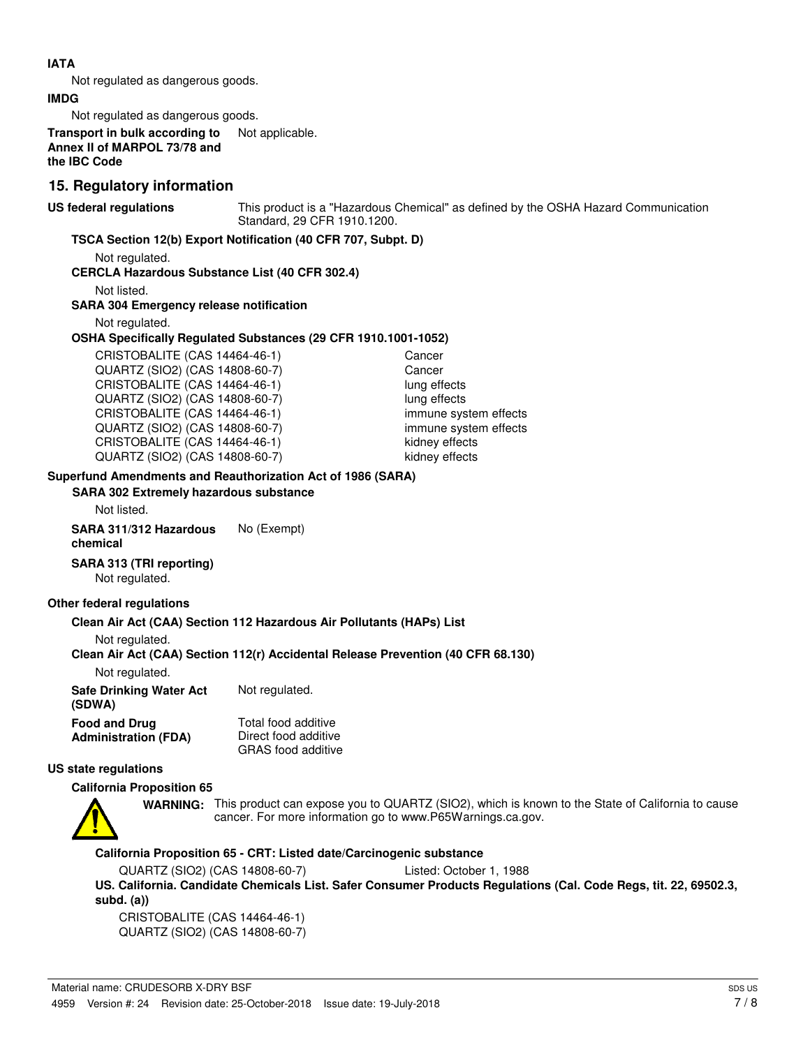**IATA**

Not regulated as dangerous goods.

**IMDG**

Not regulated as dangerous goods.

**Transport in bulk according to Annex II of MARPOL 73/78 and the IBC Code** Not applicable.

## 15. Regulatory information

**US federal regulations** This product is a "Hazardous Chemical" as defined by the OSHA Hazard Communication Standard, 29 CFR 1910.1200.

**TSCA Section 12(b) Export Notification (40 CFR 707, Subpt. D)**

Not regulated.

**CERCLA Hazardous Substance List (40 CFR 302.4)**

Not listed.

**SARA 304 Emergency release notification**

Not regulated.

**OSHA Specifically Regulated Substances (29 CFR 1910.1001-1052)**

| | |
|---|---|
| CRISTOBALITE (CAS 14464-46-1) | Cancer |
| QUARTZ (SIO2) (CAS 14808-60-7) | Cancer |
| CRISTOBALITE (CAS 14464-46-1) | lung effects |
| QUARTZ (SIO2) (CAS 14808-60-7) | lung effects |
| CRISTOBALITE (CAS 14464-46-1) | immune system effects |
| QUARTZ (SIO2) (CAS 14808-60-7) | immune system effects |
| CRISTOBALITE (CAS 14464-46-1) | kidney effects |
| QUARTZ (SIO2) (CAS 14808-60-7) | kidney effects |

**Superfund Amendments and Reauthorization Act of 1986 (SARA)**

**SARA 302 Extremely hazardous substance**

Not listed.

**SARA 311/312 Hazardous chemical** No (Exempt)

**SARA 313 (TRI reporting)**

Not regulated.

**Other federal regulations**

**Clean Air Act (CAA) Section 112 Hazardous Air Pollutants (HAPs) List**

Not regulated.

**Clean Air Act (CAA) Section 112(r) Accidental Release Prevention (40 CFR 68.130)**

Not regulated.

**Safe Drinking Water Act (SDWA)** Not regulated.

**Food and Drug Administration (FDA)** Total food additive
Direct food additive
GRAS food additive

**US state regulations**

**California Proposition 65**

**WARNING:** This product can expose you to QUARTZ (SIO2), which is known to the State of California to cause cancer. For more information go to www.P65Warnings.ca.gov.

**California Proposition 65 - CRT: Listed date/Carcinogenic substance**

QUARTZ (SIO2) (CAS 14808-60-7) Listed: October 1, 1988

**US. California. Candidate Chemicals List. Safer Consumer Products Regulations (Cal. Code Regs, tit. 22, 69502.3, subd. (a))**

CRISTOBALITE (CAS 14464-46-1)
QUARTZ (SIO2) (CAS 14808-60-7)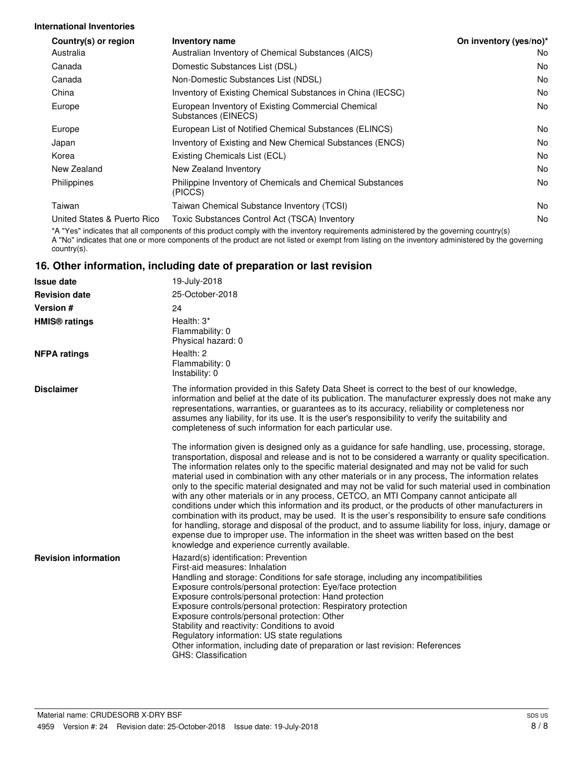**International Inventories**

| Country(s) or region | Inventory name | On inventory (yes/no)* |
|---|---|---|
| Australia | Australian Inventory of Chemical Substances (AICS) | No |
| Canada | Domestic Substances List (DSL) | No |
| Canada | Non-Domestic Substances List (NDSL) | No |
| China | Inventory of Existing Chemical Substances in China (IECSC) | No |
| Europe | European Inventory of Existing Commercial Chemical Substances (EINECS) | No |
| Europe | European List of Notified Chemical Substances (ELINCS) | No |
| Japan | Inventory of Existing and New Chemical Substances (ENCS) | No |
| Korea | Existing Chemicals List (ECL) | No |
| New Zealand | New Zealand Inventory | No |
| Philippines | Philippine Inventory of Chemicals and Chemical Substances (PICCS) | No |
| Taiwan | Taiwan Chemical Substance Inventory (TCSI) | No |
| United States & Puerto Rico | Toxic Substances Control Act (TSCA) Inventory | No |

*A "Yes" indicates that all components of this product comply with the inventory requirements administered by the governing country(s)
A "No" indicates that one or more components of the product are not listed or exempt from listing on the inventory administered by the governing country(s).

## 16. Other information, including date of preparation or last revision

**Issue date**
19-July-2018

**Revision date**
25-October-2018

**Version #**
24

**HMIS® ratings**
Health: 3*
Flammability: 0
Physical hazard: 0

**NFPA ratings**
Health: 2
Flammability: 0
Instability: 0

**Disclaimer**
The information provided in this Safety Data Sheet is correct to the best of our knowledge, information and belief at the date of its publication. The manufacturer expressly does not make any representations, warranties, or guarantees as to its accuracy, reliability or completeness nor assumes any liability, for its use. It is the user's responsibility to verify the suitability and completeness of such information for each particular use.

The information given is designed only as a guidance for safe handling, use, processing, storage, transportation, disposal and release and is not to be considered a warranty or quality specification. The information relates only to the specific material designated and may not be valid for such material used in combination with any other materials or in any process, The information relates only to the specific material designated and may not be valid for such material used in combination with any other materials or in any process, CETCO, an MTI Company cannot anticipate all conditions under which this information and its product, or the products of other manufacturers in combination with its product, may be used. It is the user's responsibility to ensure safe conditions for handling, storage and disposal of the product, and to assume liability for loss, injury, damage or expense due to improper use. The information in the sheet was written based on the best knowledge and experience currently available.

**Revision information**
Hazard(s) identification: Prevention
First-aid measures: Inhalation
Handling and storage: Conditions for safe storage, including any incompatibilities
Exposure controls/personal protection: Eye/face protection
Exposure controls/personal protection: Hand protection
Exposure controls/personal protection: Respiratory protection
Exposure controls/personal protection: Other
Stability and reactivity: Conditions to avoid
Regulatory information: US state regulations
Other information, including date of preparation or last revision: References
GHS: Classification